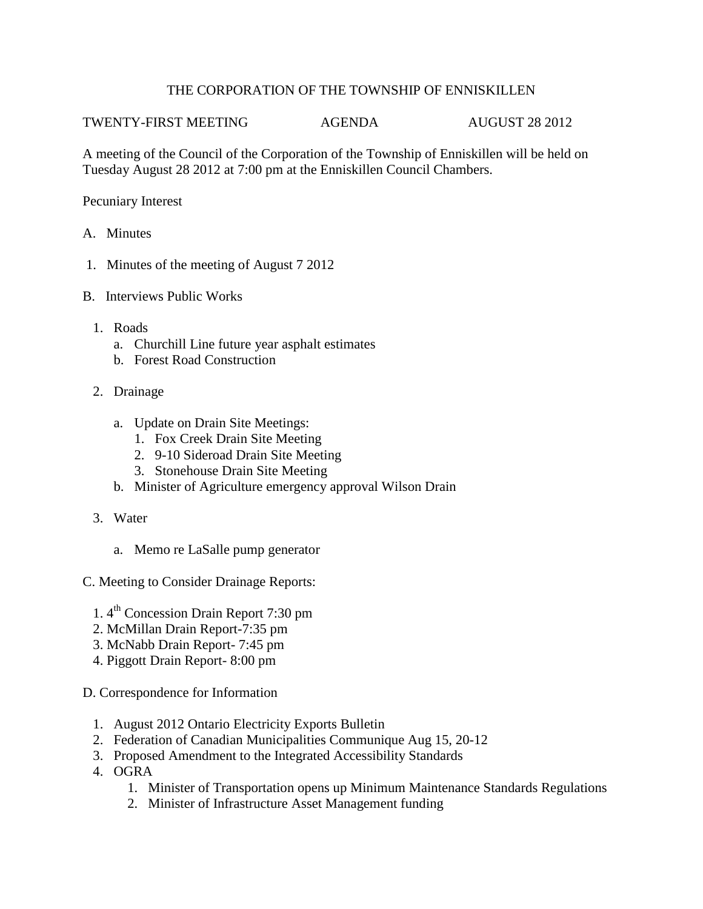# THE CORPORATION OF THE TOWNSHIP OF ENNISKILLEN

TWENTY-FIRST MEETING AGENDA AUGUST 28 2012

A meeting of the Council of the Corporation of the Township of Enniskillen will be held on Tuesday August 28 2012 at 7:00 pm at the Enniskillen Council Chambers.

Pecuniary Interest

A. Minutes

1. Minutes of the meeting of August 7 2012

B. Interviews Public Works

1. Roads
   a. Churchill Line future year asphalt estimates
   b. Forest Road Construction

2. Drainage

   a. Update on Drain Site Meetings:
      1. Fox Creek Drain Site Meeting
      2. 9-10 Sideroad Drain Site Meeting
      3. Stonehouse Drain Site Meeting
   b. Minister of Agriculture emergency approval Wilson Drain

3. Water

   a. Memo re LaSalle pump generator

C. Meeting to Consider Drainage Reports:

1. 4th Concession Drain Report 7:30 pm
2. McMillan Drain Report-7:35 pm
3. McNabb Drain Report- 7:45 pm
4. Piggott Drain Report- 8:00 pm

D. Correspondence for Information

1. August 2012 Ontario Electricity Exports Bulletin
2. Federation of Canadian Municipalities Communique Aug 15, 20-12
3. Proposed Amendment to the Integrated Accessibility Standards
4. OGRA
   1. Minister of Transportation opens up Minimum Maintenance Standards Regulations
   2. Minister of Infrastructure Asset Management funding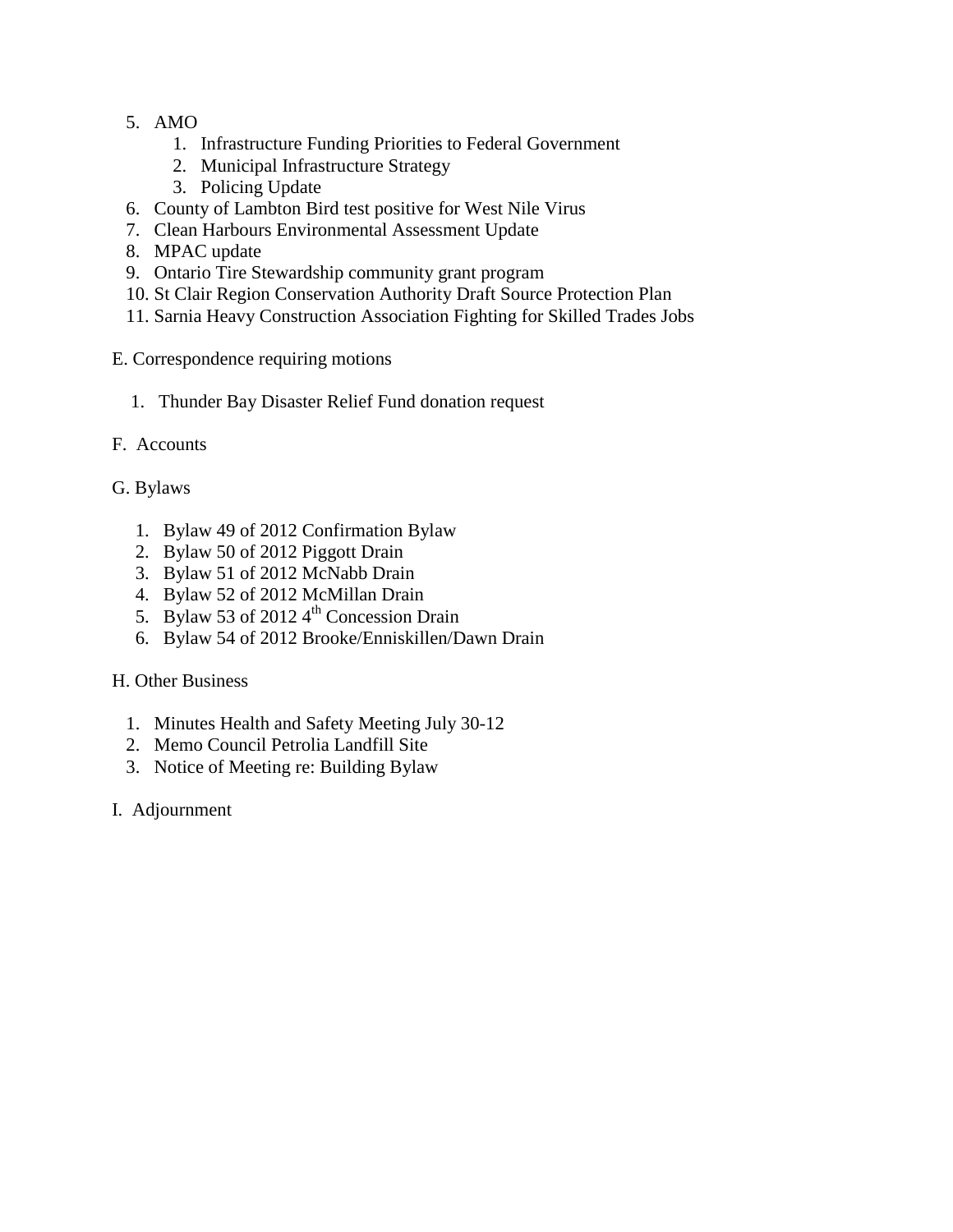5. AMO
    1. Infrastructure Funding Priorities to Federal Government
    2. Municipal Infrastructure Strategy
    3. Policing Update
6. County of Lambton Bird test positive for West Nile Virus
7. Clean Harbours Environmental Assessment Update
8. MPAC update
9. Ontario Tire Stewardship community grant program
10. St Clair Region Conservation Authority Draft Source Protection Plan
11. Sarnia Heavy Construction Association Fighting for Skilled Trades Jobs

E. Correspondence requiring motions

1. Thunder Bay Disaster Relief Fund donation request

F. Accounts

G. Bylaws

1. Bylaw 49 of 2012 Confirmation Bylaw
2. Bylaw 50 of 2012 Piggott Drain
3. Bylaw 51 of 2012 McNabb Drain
4. Bylaw 52 of 2012 McMillan Drain
5. Bylaw 53 of 2012 4th Concession Drain
6. Bylaw 54 of 2012 Brooke/Enniskillen/Dawn Drain

H. Other Business

1. Minutes Health and Safety Meeting July 30-12
2. Memo Council Petrolia Landfill Site
3. Notice of Meeting re: Building Bylaw

I. Adjournment